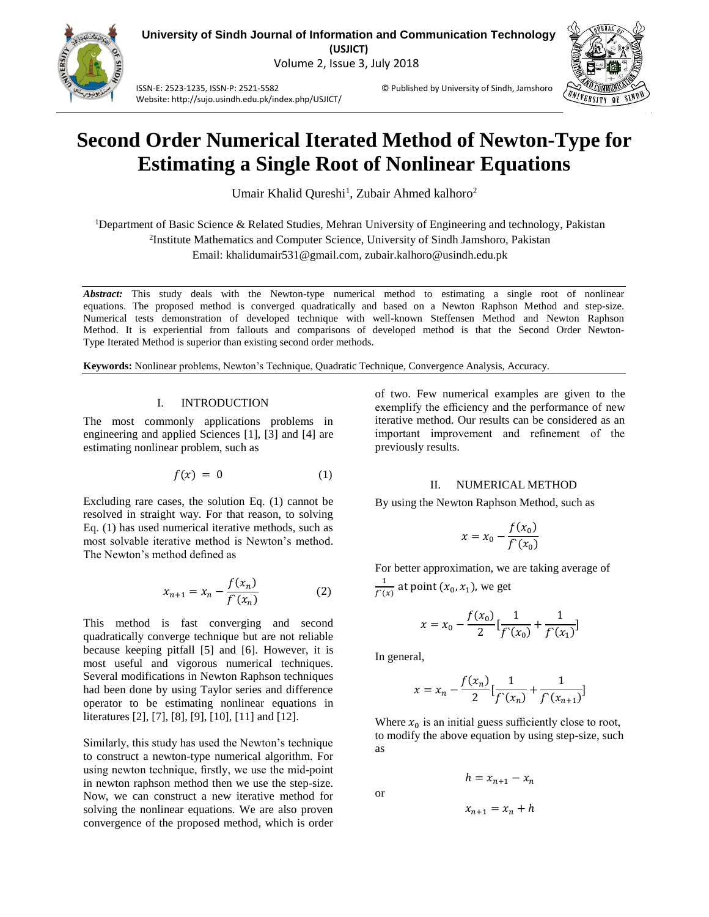# Second Order Numerical Iterated Method of Newton-Type for Estimating a Single Root of Nonlinear Equations

Umair Khalid Qureshi[1], Zubair Ahmed kalhoro[2]

[1]Department of Basic Science & Related Studies, Mehran University of Engineering and technology, Pakistan
[2]Institute Mathematics and Computer Science, University of Sindh Jamshoro, Pakistan
Email: khalidumair531@gmail.com, zubair.kalhoro@usindh.edu.pk

***Abstract:*** This study deals with the Newton-type numerical method to estimating a single root of nonlinear equations. The proposed method is converged quadratically and based on a Newton Raphson Method and step-size. Numerical tests demonstration of developed technique with well-known Steffensen Method and Newton Raphson Method. It is experiential from fallouts and comparisons of developed method is that the Second Order Newton-Type Iterated Method is superior than existing second order methods.

**Keywords:** Nonlinear problems, Newton's Technique, Quadratic Technique, Convergence Analysis, Accuracy.

## I. INTRODUCTION

The most commonly applications problems in engineering and applied Sciences [1], [3] and [4] are estimating nonlinear problem, such as

$$f(x) = 0 \qquad (1)$$

Excluding rare cases, the solution Eq. (1) cannot be resolved in straight way. For that reason, to solving Eq. (1) has used numerical iterative methods, such as most solvable iterative method is Newton's method. The Newton's method defined as

$$x_{n+1} = x_n - \frac{f(x_n)}{f`(x_n)} \qquad (2)$$

This method is fast converging and second quadratically converge technique but are not reliable because keeping pitfall [5] and [6]. However, it is most useful and vigorous numerical techniques. Several modifications in Newton Raphson techniques had been done by using Taylor series and difference operator to be estimating nonlinear equations in literatures [2], [7], [8], [9], [10], [11] and [12].

Similarly, this study has used the Newton's technique to construct a newton-type numerical algorithm. For using newton technique, firstly, we use the mid-point in newton raphson method then we use the step-size. Now, we can construct a new iterative method for solving the nonlinear equations. We are also proven convergence of the proposed method, which is order of two. Few numerical examples are given to the exemplify the efficiency and the performance of new iterative method. Our results can be considered as an important improvement and refinement of the previously results.

## II. NUMERICAL METHOD

By using the Newton Raphson Method, such as

$$x = x_0 - \frac{f(x_0)}{f`(x_0)}$$

For better approximation, we are taking average of $\frac{1}{f`(x)}$ at point $(x_0, x_1)$, we get

$$x = x_0 - \frac{f(x_0)}{2}\left[\frac{1}{f`(x_0)} + \frac{1}{f`(x_1)}\right]$$

In general,

$$x = x_n - \frac{f(x_n)}{2}\left[\frac{1}{f`(x_n)} + \frac{1}{f`(x_{n+1})}\right]$$

Where $x_0$ is an initial guess sufficiently close to root, to modify the above equation by using step-size, such as

$$h = x_{n+1} - x_n$$

or

$$x_{n+1} = x_n + h$$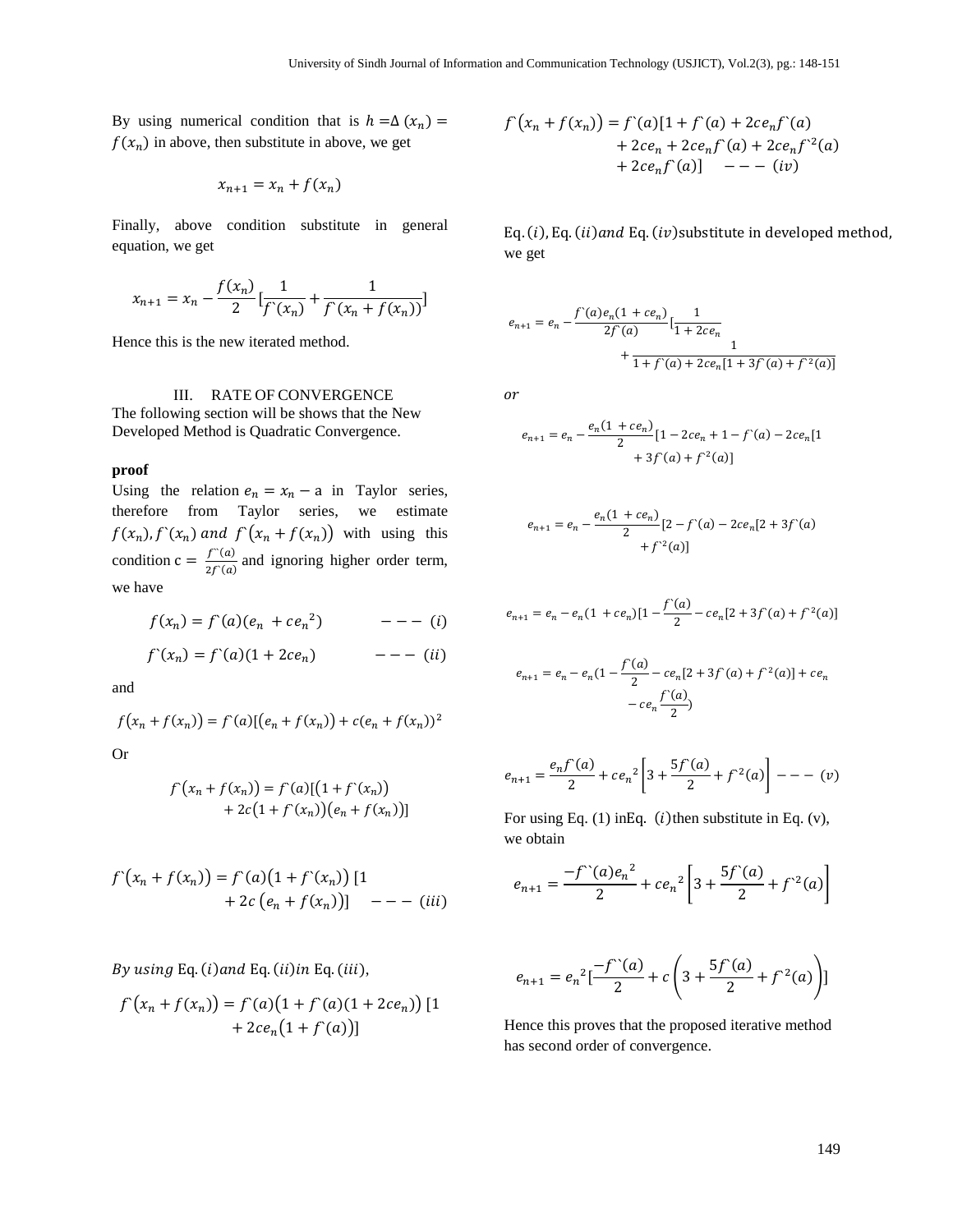By using numerical condition that is $h = \Delta(x_n) = f(x_n)$ in above, then substitute in above, we get

$$x_{n+1} = x_n + f(x_n)$$

Finally, above condition substitute in general equation, we get

$$x_{n+1} = x_n - \frac{f(x_n)}{2}\left[\frac{1}{f`(x_n)} + \frac{1}{f`(x_n + f(x_n))}\right]$$

Hence this is the new iterated method.

## III. RATE OF CONVERGENCE

The following section will be shows that the New Developed Method is Quadratic Convergence.

**proof**

Using the relation $e_n = x_n - \mathrm{a}$ in Taylor series, therefore from Taylor series, we estimate $f(x_n), f`(x_n)$ $and$ $f`(x_n + f(x_n))$ with using this condition $\mathrm{c} = \frac{f``(a)}{2f`(a)}$ and ignoring higher order term, we have

$$f(x_n) = f`(a)(e_n + c{e_n}^2) \qquad --- \; (i)$$

$$f`(x_n) = f`(a)(1 + 2ce_n) \qquad --- \; (ii)$$

and

$$f(x_n + f(x_n)) = f`(a)[(e_n + f(x_n)) + c(e_n + f(x_n))^2$$

Or

$$f`(x_n + f(x_n)) = f`(a)[(1 + f`(x_n)) + 2c(1 + f`(x_n))(e_n + f(x_n))]$$

$$f`(x_n + f(x_n)) = f`(a)(1 + f`(x_n))\,[1 + 2c\,(e_n + f(x_n))] \quad --- \; (iii)$$

$By\ using$ Eq. $(i) and$ Eq. $(ii) in$ Eq. $(iii)$,

$$f`(x_n + f(x_n)) = f`(a)(1 + f`(a)(1 + 2ce_n))\,[1 + 2ce_n(1 + f`(a))]$$

$$f`(x_n + f(x_n)) = f`(a)[1 + f`(a) + 2ce_n f`(a) + 2ce_n + 2ce_n f`(a) + 2ce_n f`^2(a) + 2ce_n f`(a)] \quad --- \; (iv)$$

Eq. $(i)$, Eq. $(ii) and$ Eq. $(iv)$ substitute in developed method, we get

$$e_{n+1} = e_n - \frac{f`(a)e_n(1 + ce_n)}{2f`(a)}\left[\frac{1}{1 + 2ce_n} + \frac{1}{1 + f`(a) + 2ce_n[1 + 3f`(a) + f`^2(a)]}\right]$$

$or$

$$e_{n+1} = e_n - \frac{e_n(1 + ce_n)}{2}[1 - 2ce_n + 1 - f`(a) - 2ce_n[1 + 3f`(a) + f`^2(a)]$$

$$e_{n+1} = e_n - \frac{e_n(1 + ce_n)}{2}[2 - f`(a) - 2ce_n[2 + 3f`(a) + f`^2(a)]$$

$$e_{n+1} = e_n - e_n(1 + ce_n)[1 - \frac{f`(a)}{2} - ce_n[2 + 3f`(a) + f`^2(a)]$$

$$e_{n+1} = e_n - e_n(1 - \frac{f`(a)}{2} - ce_n[2 + 3f`(a) + f`^2(a)] + ce_n - ce_n\frac{f`(a)}{2})$$

$$e_{n+1} = \frac{e_n f`(a)}{2} + c{e_n}^2\left[3 + \frac{5f`(a)}{2} + f`^2(a)\right] \quad --- \; (v)$$

For using Eq. (1) inEq. $(i)$then substitute in Eq. (v), we obtain

$$e_{n+1} = \frac{-f``(a){e_n}^2}{2} + c{e_n}^2\left[3 + \frac{5f`(a)}{2} + f`^2(a)\right]$$

$$e_{n+1} = {e_n}^2\left[\frac{-f``(a)}{2} + c\left(3 + \frac{5f`(a)}{2} + f`^2(a)\right)\right]$$

Hence this proves that the proposed iterative method has second order of convergence.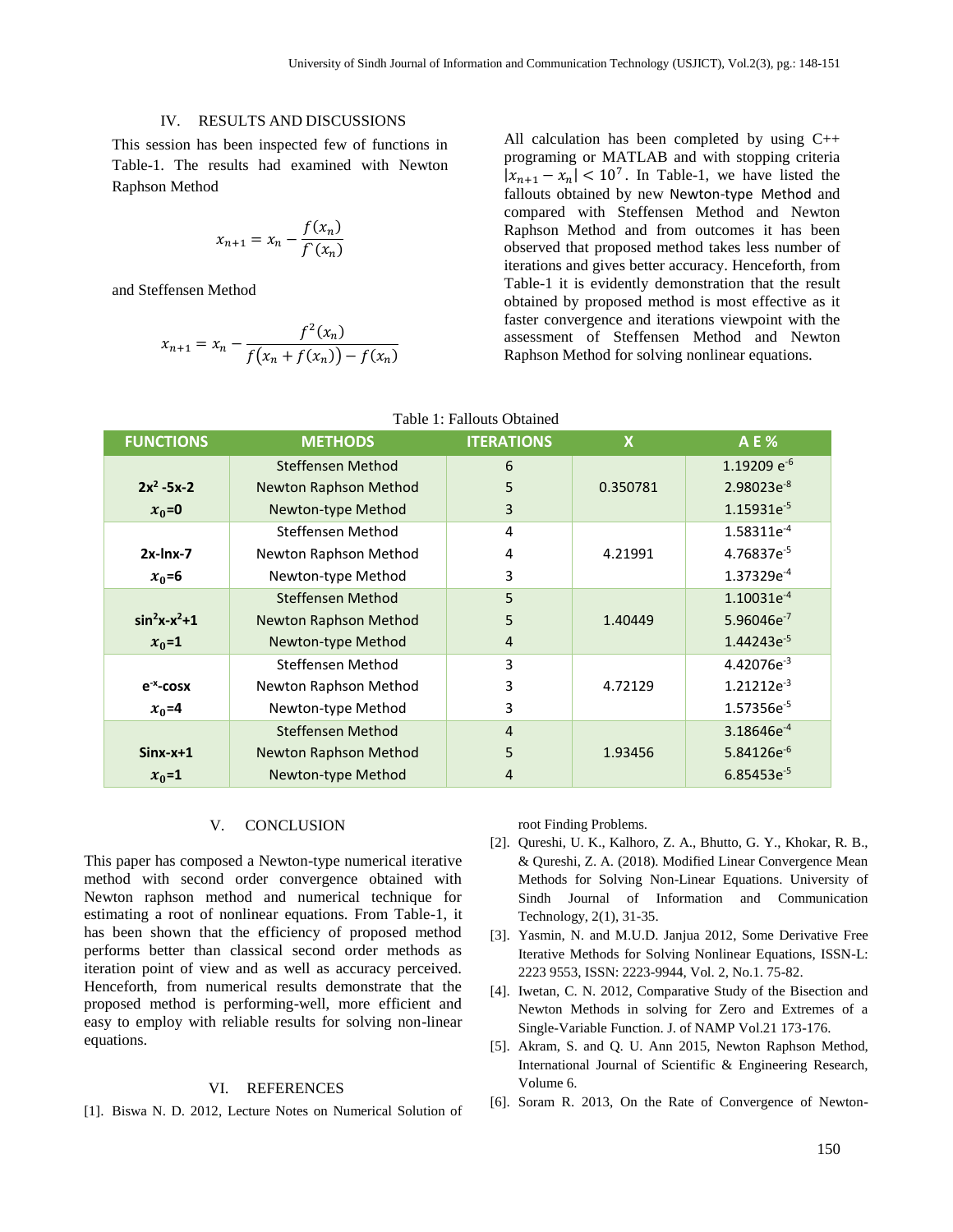## IV. RESULTS AND DISCUSSIONS

This session has been inspected few of functions in Table-1. The results had examined with Newton Raphson Method

$$x_{n+1} = x_n - \frac{f(x_n)}{f`(x_n)}$$

and Steffensen Method

$$x_{n+1} = x_n - \frac{f^2(x_n)}{f\big(x_n + f(x_n)\big) - f(x_n)}$$

All calculation has been completed by using C++ programing or MATLAB and with stopping criteria $|x_{n+1} - x_n| < 10^7$. In Table-1, we have listed the fallouts obtained by new Newton-type Method and compared with Steffensen Method and Newton Raphson Method and from outcomes it has been observed that proposed method takes less number of iterations and gives better accuracy. Henceforth, from Table-1 it is evidently demonstration that the result obtained by proposed method is most effective as it faster convergence and iterations viewpoint with the assessment of Steffensen Method and Newton Raphson Method for solving nonlinear equations.

Table 1: Fallouts Obtained

| FUNCTIONS | METHODS | ITERATIONS | X | A E % |
|---|---|---|---|---|
| **$2x^2$ -5x-2** | Steffensen Method | 6 | 0.350781 | 1.19209 $e^{-6}$ |
| **$x_0$=0** | Newton Raphson Method | 5 | | 2.98023$e^{-8}$ |
| | Newton-type Method | 3 | | 1.15931$e^{-5}$ |
| **2x-lnx-7** | Steffensen Method | 4 | 4.21991 | 1.58311$e^{-4}$ |
| **$x_0$=6** | Newton Raphson Method | 4 | | 4.76837$e^{-5}$ |
| | Newton-type Method | 3 | | 1.37329$e^{-4}$ |
| **$\sin^2 x$-$x^2$+1** | Steffensen Method | 5 | 1.40449 | 1.10031$e^{-4}$ |
| **$x_0$=1** | Newton Raphson Method | 5 | | 5.96046$e^{-7}$ |
| | Newton-type Method | 4 | | 1.44243$e^{-5}$ |
| **$e^{-x}$-cosx** | Steffensen Method | 3 | 4.72129 | 4.42076$e^{-3}$ |
| **$x_0$=4** | Newton Raphson Method | 3 | | 1.21212$e^{-3}$ |
| | Newton-type Method | 3 | | 1.57356$e^{-5}$ |
| **Sinx-x+1** | Steffensen Method | 4 | 1.93456 | 3.18646$e^{-4}$ |
| **$x_0$=1** | Newton Raphson Method | 5 | | 5.84126$e^{-6}$ |
| | Newton-type Method | 4 | | 6.85453$e^{-5}$ |

## V. CONCLUSION

This paper has composed a Newton-type numerical iterative method with second order convergence obtained with Newton raphson method and numerical technique for estimating a root of nonlinear equations. From Table-1, it has been shown that the efficiency of proposed method performs better than classical second order methods as iteration point of view and as well as accuracy perceived. Henceforth, from numerical results demonstrate that the proposed method is performing-well, more efficient and easy to employ with reliable results for solving non-linear equations.

## VI. REFERENCES

[1]. Biswa N. D. 2012, Lecture Notes on Numerical Solution of root Finding Problems.

[2]. Qureshi, U. K., Kalhoro, Z. A., Bhutto, G. Y., Khokar, R. B., & Qureshi, Z. A. (2018). Modified Linear Convergence Mean Methods for Solving Non-Linear Equations. University of Sindh Journal of Information and Communication Technology, 2(1), 31-35.

[3]. Yasmin, N. and M.U.D. Janjua 2012, Some Derivative Free Iterative Methods for Solving Nonlinear Equations, ISSN-L: 2223 9553, ISSN: 2223-9944, Vol. 2, No.1. 75-82.

[4]. Iwetan, C. N. 2012, Comparative Study of the Bisection and Newton Methods in solving for Zero and Extremes of a Single-Variable Function. J. of NAMP Vol.21 173-176.

[5]. Akram, S. and Q. U. Ann 2015, Newton Raphson Method, International Journal of Scientific & Engineering Research, Volume 6.

[6]. Soram R. 2013, On the Rate of Convergence of Newton-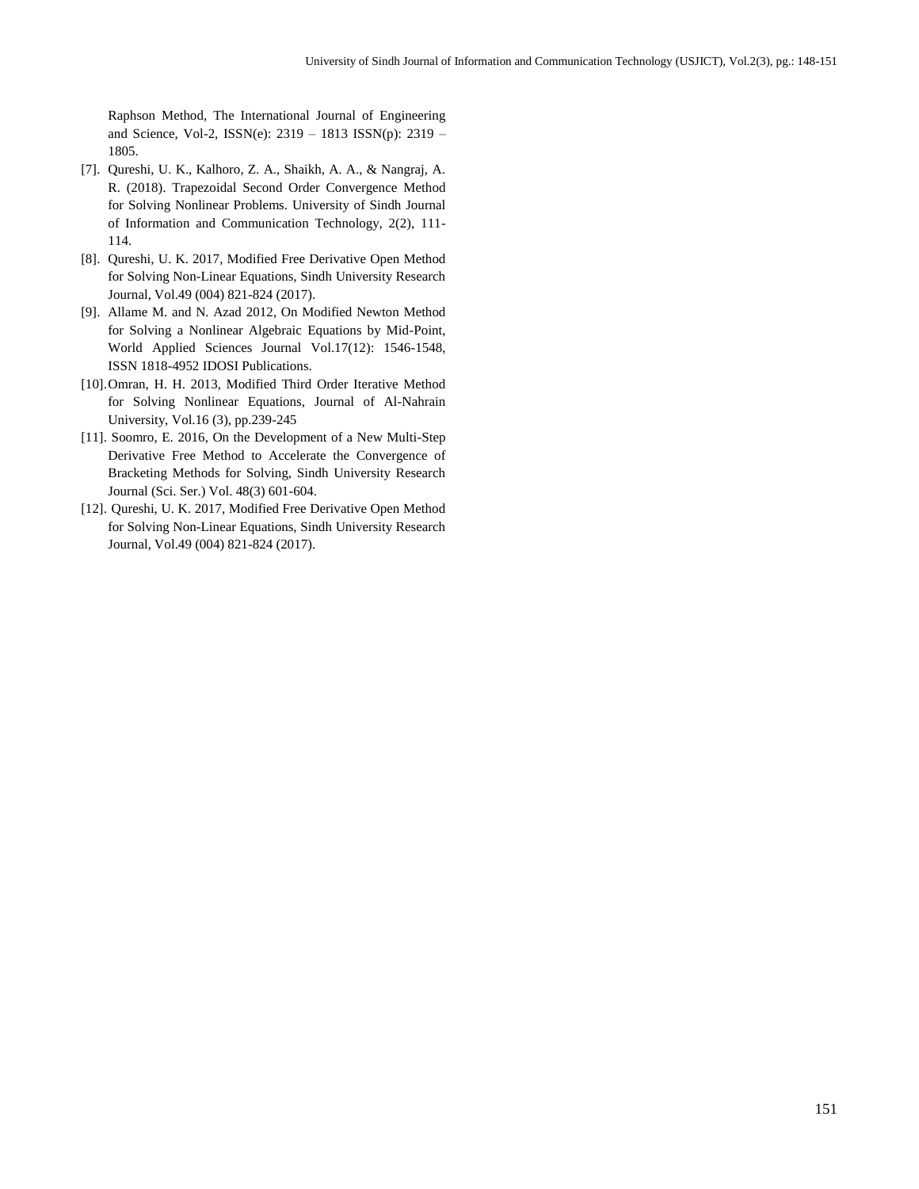Raphson Method, The International Journal of Engineering and Science, Vol-2, ISSN(e): 2319 – 1813 ISSN(p): 2319 – 1805.

[7]. Qureshi, U. K., Kalhoro, Z. A., Shaikh, A. A., & Nangraj, A. R. (2018). Trapezoidal Second Order Convergence Method for Solving Nonlinear Problems. University of Sindh Journal of Information and Communication Technology, 2(2), 111-114.

[8]. Qureshi, U. K. 2017, Modified Free Derivative Open Method for Solving Non-Linear Equations, Sindh University Research Journal, Vol.49 (004) 821-824 (2017).

[9]. Allame M. and N. Azad 2012, On Modified Newton Method for Solving a Nonlinear Algebraic Equations by Mid-Point, World Applied Sciences Journal Vol.17(12): 1546-1548, ISSN 1818-4952 IDOSI Publications.

[10]. Omran, H. H. 2013, Modified Third Order Iterative Method for Solving Nonlinear Equations, Journal of Al-Nahrain University, Vol.16 (3), pp.239-245

[11]. Soomro, E. 2016, On the Development of a New Multi-Step Derivative Free Method to Accelerate the Convergence of Bracketing Methods for Solving, Sindh University Research Journal (Sci. Ser.) Vol. 48(3) 601-604.

[12]. Qureshi, U. K. 2017, Modified Free Derivative Open Method for Solving Non-Linear Equations, Sindh University Research Journal, Vol.49 (004) 821-824 (2017).